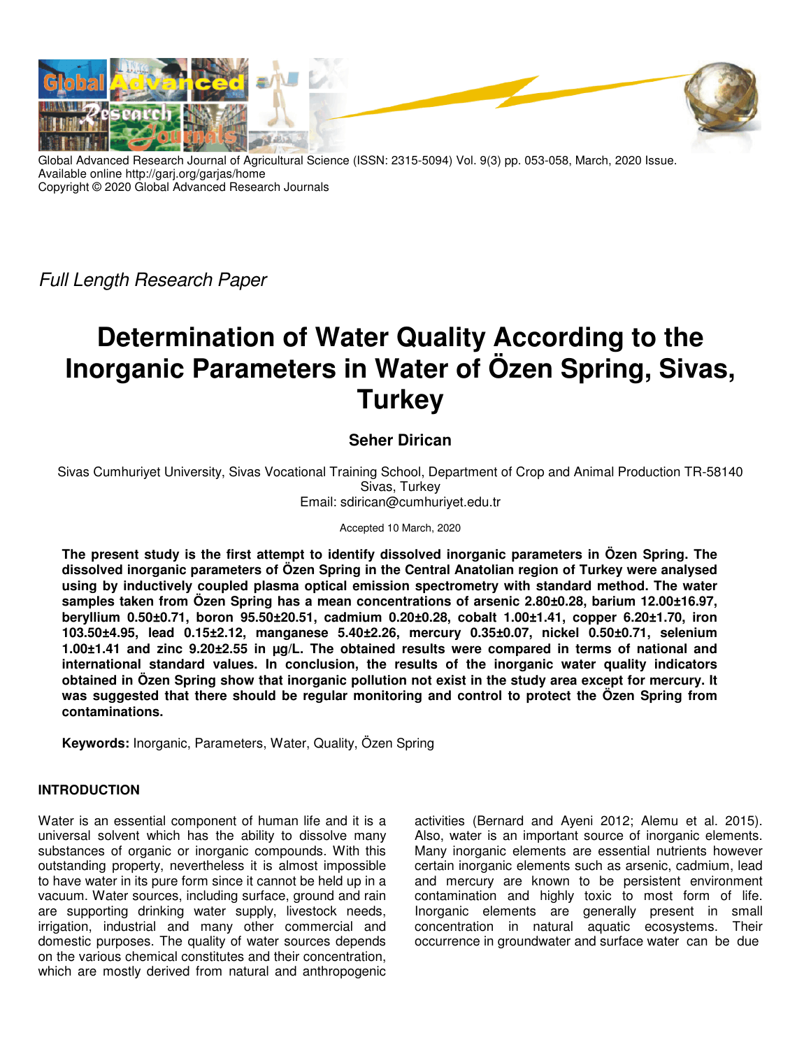Global Advanced Research Journal of Agricultural Science (ISSN: 2315-5094) Vol. 9(3) pp. 053-058, March, 2020 Issue.
Available online http://garj.org/garjas/home
Copyright © 2020 Global Advanced Research Journals

*Full Length Research Paper*

# Determination of Water Quality According to the Inorganic Parameters in Water of Özen Spring, Sivas, Turkey

**Seher Dirican**

Sivas Cumhuriyet University, Sivas Vocational Training School, Department of Crop and Animal Production TR-58140 Sivas, Turkey
Email: sdirican@cumhuriyet.edu.tr

Accepted 10 March, 2020

**The present study is the first attempt to identify dissolved inorganic parameters in Özen Spring. The dissolved inorganic parameters of Özen Spring in the Central Anatolian region of Turkey were analysed using by inductively coupled plasma optical emission spectrometry with standard method. The water samples taken from Özen Spring has a mean concentrations of arsenic 2.80±0.28, barium 12.00±16.97, beryllium 0.50±0.71, boron 95.50±20.51, cadmium 0.20±0.28, cobalt 1.00±1.41, copper 6.20±1.70, iron 103.50±4.95, lead 0.15±2.12, manganese 5.40±2.26, mercury 0.35±0.07, nickel 0.50±0.71, selenium 1.00±1.41 and zinc 9.20±2.55 in µg/L. The obtained results were compared in terms of national and international standard values. In conclusion, the results of the inorganic water quality indicators obtained in Özen Spring show that inorganic pollution not exist in the study area except for mercury. It was suggested that there should be regular monitoring and control to protect the Özen Spring from contaminations.**

**Keywords:** Inorganic, Parameters, Water, Quality, Özen Spring

## INTRODUCTION

Water is an essential component of human life and it is a universal solvent which has the ability to dissolve many substances of organic or inorganic compounds. With this outstanding property, nevertheless it is almost impossible to have water in its pure form since it cannot be held up in a vacuum. Water sources, including surface, ground and rain are supporting drinking water supply, livestock needs, irrigation, industrial and many other commercial and domestic purposes. The quality of water sources depends on the various chemical constitutes and their concentration, which are mostly derived from natural and anthropogenic activities (Bernard and Ayeni 2012; Alemu et al. 2015). Also, water is an important source of inorganic elements. Many inorganic elements are essential nutrients however certain inorganic elements such as arsenic, cadmium, lead and mercury are known to be persistent environment contamination and highly toxic to most form of life. Inorganic elements are generally present in small concentration in natural aquatic ecosystems. Their occurrence in groundwater and surface water can be due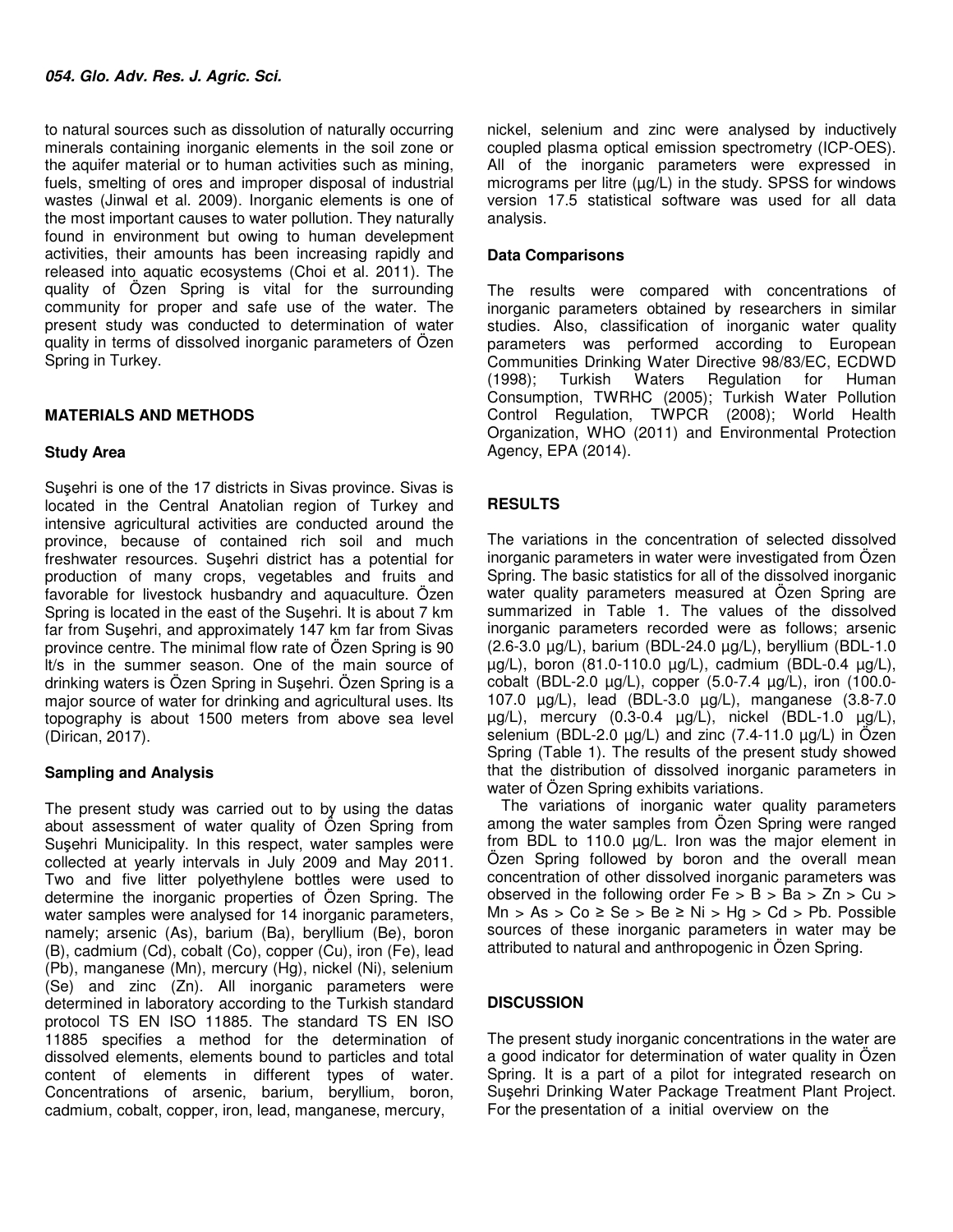to natural sources such as dissolution of naturally occurring minerals containing inorganic elements in the soil zone or the aquifer material or to human activities such as mining, fuels, smelting of ores and improper disposal of industrial wastes (Jinwal et al. 2009). Inorganic elements is one of the most important causes to water pollution. They naturally found in environment but owing to human develepment activities, their amounts has been increasing rapidly and released into aquatic ecosystems (Choi et al. 2011). The quality of Özen Spring is vital for the surrounding community for proper and safe use of the water. The present study was conducted to determination of water quality in terms of dissolved inorganic parameters of Özen Spring in Turkey.

## MATERIALS AND METHODS

### Study Area

Suşehri is one of the 17 districts in Sivas province. Sivas is located in the Central Anatolian region of Turkey and intensive agricultural activities are conducted around the province, because of contained rich soil and much freshwater resources. Suşehri district has a potential for production of many crops, vegetables and fruits and favorable for livestock husbandry and aquaculture. Özen Spring is located in the east of the Suşehri. It is about 7 km far from Suşehri, and approximately 147 km far from Sivas province centre. The minimal flow rate of Özen Spring is 90 lt/s in the summer season. One of the main source of drinking waters is Özen Spring in Suşehri. Özen Spring is a major source of water for drinking and agricultural uses. Its topography is about 1500 meters from above sea level (Dirican, 2017).

### Sampling and Analysis

The present study was carried out to by using the datas about assessment of water quality of Özen Spring from Suşehri Municipality. In this respect, water samples were collected at yearly intervals in July 2009 and May 2011. Two and five litter polyethylene bottles were used to determine the inorganic properties of Özen Spring. The water samples were analysed for 14 inorganic parameters, namely; arsenic (As), barium (Ba), beryllium (Be), boron (B), cadmium (Cd), cobalt (Co), copper (Cu), iron (Fe), lead (Pb), manganese (Mn), mercury (Hg), nickel (Ni), selenium (Se) and zinc (Zn). All inorganic parameters were determined in laboratory according to the Turkish standard protocol TS EN ISO 11885. The standard TS EN ISO 11885 specifies a method for the determination of dissolved elements, elements bound to particles and total content of elements in different types of water. Concentrations of arsenic, barium, beryllium, boron, cadmium, cobalt, copper, iron, lead, manganese, mercury, nickel, selenium and zinc were analysed by inductively coupled plasma optical emission spectrometry (ICP-OES). All of the inorganic parameters were expressed in micrograms per litre (µg/L) in the study. SPSS for windows version 17.5 statistical software was used for all data analysis.

### Data Comparisons

The results were compared with concentrations of inorganic parameters obtained by researchers in similar studies. Also, classification of inorganic water quality parameters was performed according to European Communities Drinking Water Directive 98/83/EC, ECDWD (1998); Turkish Waters Regulation for Human Consumption, TWRHC (2005); Turkish Water Pollution Control Regulation, TWPCR (2008); World Health Organization, WHO (2011) and Environmental Protection Agency, EPA (2014).

## RESULTS

The variations in the concentration of selected dissolved inorganic parameters in water were investigated from Özen Spring. The basic statistics for all of the dissolved inorganic water quality parameters measured at Özen Spring are summarized in Table 1. The values of the dissolved inorganic parameters recorded were as follows; arsenic (2.6-3.0 µg/L), barium (BDL-24.0 µg/L), beryllium (BDL-1.0 µg/L), boron (81.0-110.0 µg/L), cadmium (BDL-0.4 µg/L), cobalt (BDL-2.0 µg/L), copper (5.0-7.4 µg/L), iron (100.0-107.0 µg/L), lead (BDL-3.0 µg/L), manganese (3.8-7.0 µg/L), mercury (0.3-0.4 µg/L), nickel (BDL-1.0 µg/L), selenium (BDL-2.0 µg/L) and zinc (7.4-11.0 µg/L) in Özen Spring (Table 1). The results of the present study showed that the distribution of dissolved inorganic parameters in water of Özen Spring exhibits variations.

The variations of inorganic water quality parameters among the water samples from Özen Spring were ranged from BDL to 110.0 µg/L. Iron was the major element in Özen Spring followed by boron and the overall mean concentration of other dissolved inorganic parameters was observed in the following order Fe > B > Ba > Zn > Cu > Mn > As > Co ≥ Se > Be ≥ Ni > Hg > Cd > Pb. Possible sources of these inorganic parameters in water may be attributed to natural and anthropogenic in Özen Spring.

## DISCUSSION

The present study inorganic concentrations in the water are a good indicator for determination of water quality in Özen Spring. It is a part of a pilot for integrated research on Suşehri Drinking Water Package Treatment Plant Project. For the presentation of a initial overview on the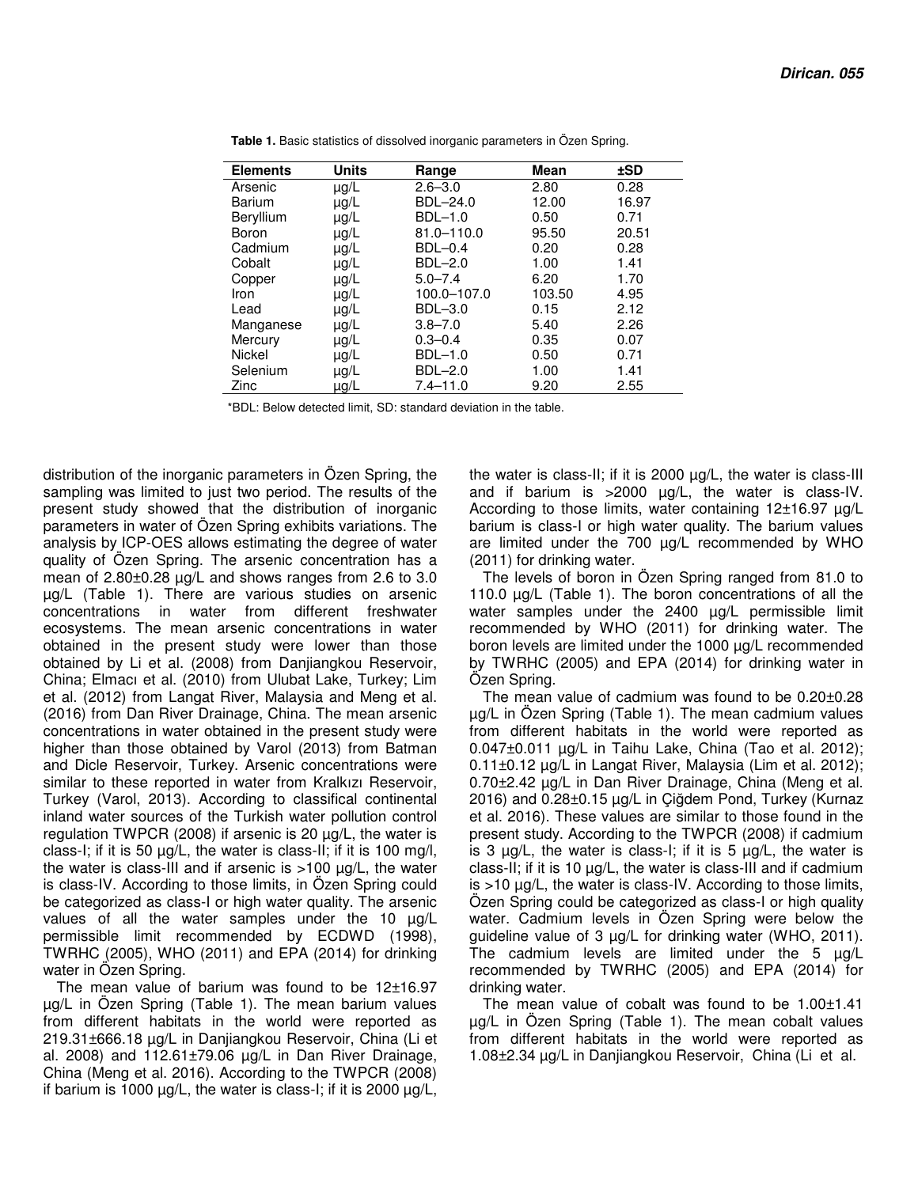**Table 1.** Basic statistics of dissolved inorganic parameters in Özen Spring.

| Elements | Units | Range | Mean | ±SD |
|---|---|---|---|---|
| Arsenic | µg/L | 2.6–3.0 | 2.80 | 0.28 |
| Barium | µg/L | BDL–24.0 | 12.00 | 16.97 |
| Beryllium | µg/L | BDL–1.0 | 0.50 | 0.71 |
| Boron | µg/L | 81.0–110.0 | 95.50 | 20.51 |
| Cadmium | µg/L | BDL–0.4 | 0.20 | 0.28 |
| Cobalt | µg/L | BDL–2.0 | 1.00 | 1.41 |
| Copper | µg/L | 5.0–7.4 | 6.20 | 1.70 |
| Iron | µg/L | 100.0–107.0 | 103.50 | 4.95 |
| Lead | µg/L | BDL–3.0 | 0.15 | 2.12 |
| Manganese | µg/L | 3.8–7.0 | 5.40 | 2.26 |
| Mercury | µg/L | 0.3–0.4 | 0.35 | 0.07 |
| Nickel | µg/L | BDL–1.0 | 0.50 | 0.71 |
| Selenium | µg/L | BDL–2.0 | 1.00 | 1.41 |
| Zinc | µg/L | 7.4–11.0 | 9.20 | 2.55 |

*BDL: Below detected limit, SD: standard deviation in the table.

distribution of the inorganic parameters in Özen Spring, the sampling was limited to just two period. The results of the present study showed that the distribution of inorganic parameters in water of Özen Spring exhibits variations. The analysis by ICP-OES allows estimating the degree of water quality of Özen Spring. The arsenic concentration has a mean of 2.80±0.28 µg/L and shows ranges from 2.6 to 3.0 µg/L (Table 1). There are various studies on arsenic concentrations in water from different freshwater ecosystems. The mean arsenic concentrations in water obtained in the present study were lower than those obtained by Li et al. (2008) from Danjiangkou Reservoir, China; Elmacı et al. (2010) from Ulubat Lake, Turkey; Lim et al. (2012) from Langat River, Malaysia and Meng et al. (2016) from Dan River Drainage, China. The mean arsenic concentrations in water obtained in the present study were higher than those obtained by Varol (2013) from Batman and Dicle Reservoir, Turkey. Arsenic concentrations were similar to these reported in water from Kralkızı Reservoir, Turkey (Varol, 2013). According to classifical continental inland water sources of the Turkish water pollution control regulation TWPCR (2008) if arsenic is 20 µg/L, the water is class-I; if it is 50 µg/L, the water is class-II; if it is 100 mg/l, the water is class-III and if arsenic is >100 µg/L, the water is class-IV. According to those limits, in Özen Spring could be categorized as class-I or high water quality. The arsenic values of all the water samples under the 10 µg/L permissible limit recommended by ECDWD (1998), TWRHC (2005), WHO (2011) and EPA (2014) for drinking water in Özen Spring.

The mean value of barium was found to be 12±16.97 µg/L in Özen Spring (Table 1). The mean barium values from different habitats in the world were reported as 219.31±666.18 µg/L in Danjiangkou Reservoir, China (Li et al. 2008) and 112.61±79.06 µg/L in Dan River Drainage, China (Meng et al. 2016). According to the TWPCR (2008) if barium is 1000 µg/L, the water is class-I; if it is 2000 µg/L, the water is class-II; if it is 2000 µg/L, the water is class-III and if barium is >2000 µg/L, the water is class-IV. According to those limits, water containing 12±16.97 µg/L barium is class-I or high water quality. The barium values are limited under the 700 µg/L recommended by WHO (2011) for drinking water.

The levels of boron in Özen Spring ranged from 81.0 to 110.0 µg/L (Table 1). The boron concentrations of all the water samples under the 2400 µg/L permissible limit recommended by WHO (2011) for drinking water. The boron levels are limited under the 1000 µg/L recommended by TWRHC (2005) and EPA (2014) for drinking water in Özen Spring.

The mean value of cadmium was found to be 0.20±0.28 µg/L in Özen Spring (Table 1). The mean cadmium values from different habitats in the world were reported as 0.047±0.011 µg/L in Taihu Lake, China (Tao et al. 2012); 0.11±0.12 µg/L in Langat River, Malaysia (Lim et al. 2012); 0.70±2.42 µg/L in Dan River Drainage, China (Meng et al. 2016) and 0.28±0.15 µg/L in Çiğdem Pond, Turkey (Kurnaz et al. 2016). These values are similar to those found in the present study. According to the TWPCR (2008) if cadmium is 3 µg/L, the water is class-I; if it is 5 µg/L, the water is class-II; if it is 10 µg/L, the water is class-III and if cadmium is >10 µg/L, the water is class-IV. According to those limits, Özen Spring could be categorized as class-I or high quality water. Cadmium levels in Özen Spring were below the guideline value of 3 µg/L for drinking water (WHO, 2011). The cadmium levels are limited under the 5 µg/L recommended by TWRHC (2005) and EPA (2014) for drinking water.

The mean value of cobalt was found to be 1.00±1.41 µg/L in Özen Spring (Table 1). The mean cobalt values from different habitats in the world were reported as 1.08±2.34 µg/L in Danjiangkou Reservoir, China (Li et al.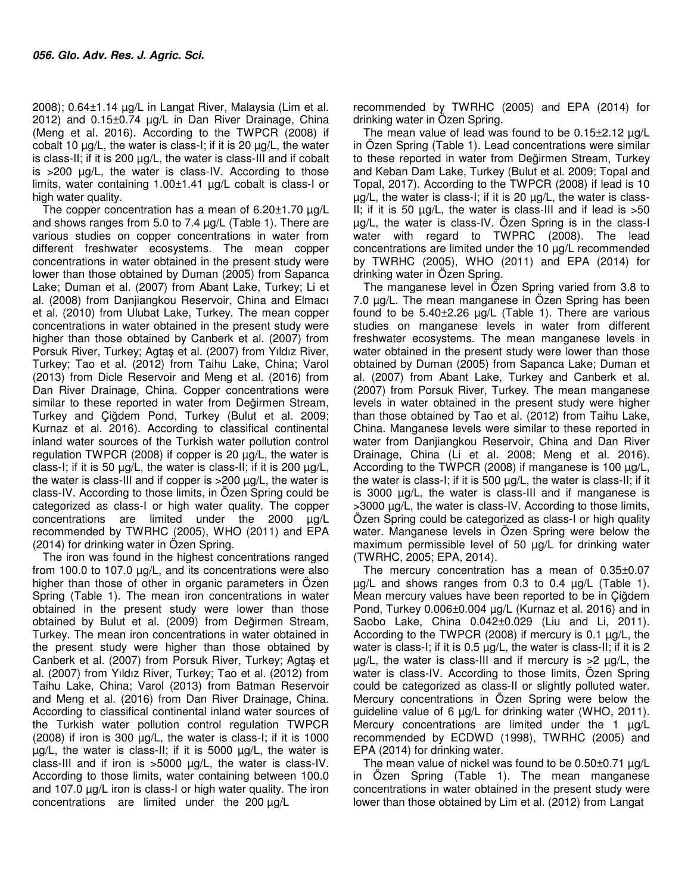2008); 0.64±1.14 µg/L in Langat River, Malaysia (Lim et al. 2012) and 0.15±0.74 µg/L in Dan River Drainage, China (Meng et al. 2016). According to the TWPCR (2008) if cobalt 10 µg/L, the water is class-I; if it is 20 µg/L, the water is class-II; if it is 200 µg/L, the water is class-III and if cobalt is >200 µg/L, the water is class-IV. According to those limits, water containing 1.00±1.41 µg/L cobalt is class-I or high water quality.

The copper concentration has a mean of 6.20±1.70 µg/L and shows ranges from 5.0 to 7.4 µg/L (Table 1). There are various studies on copper concentrations in water from different freshwater ecosystems. The mean copper concentrations in water obtained in the present study were lower than those obtained by Duman (2005) from Sapanca Lake; Duman et al. (2007) from Abant Lake, Turkey; Li et al. (2008) from Danjiangkou Reservoir, China and Elmacı et al. (2010) from Ulubat Lake, Turkey. The mean copper concentrations in water obtained in the present study were higher than those obtained by Canberk et al. (2007) from Porsuk River, Turkey; Agtaş et al. (2007) from Yıldız River, Turkey; Tao et al. (2012) from Taihu Lake, China; Varol (2013) from Dicle Reservoir and Meng et al. (2016) from Dan River Drainage, China. Copper concentrations were similar to these reported in water from Değirmen Stream, Turkey and Çiğdem Pond, Turkey (Bulut et al. 2009; Kurnaz et al. 2016). According to classifical continental inland water sources of the Turkish water pollution control regulation TWPCR (2008) if copper is 20 µg/L, the water is class-I; if it is 50 µg/L, the water is class-II; if it is 200 µg/L, the water is class-III and if copper is >200 µg/L, the water is class-IV. According to those limits, in Özen Spring could be categorized as class-I or high water quality. The copper concentrations are limited under the 2000 µg/L recommended by TWRHC (2005), WHO (2011) and EPA (2014) for drinking water in Özen Spring.

The iron was found in the highest concentrations ranged from 100.0 to 107.0 µg/L, and its concentrations were also higher than those of other in organic parameters in Özen Spring (Table 1). The mean iron concentrations in water obtained in the present study were lower than those obtained by Bulut et al. (2009) from Değirmen Stream, Turkey. The mean iron concentrations in water obtained in the present study were higher than those obtained by Canberk et al. (2007) from Porsuk River, Turkey; Agtaş et al. (2007) from Yıldız River, Turkey; Tao et al. (2012) from Taihu Lake, China; Varol (2013) from Batman Reservoir and Meng et al. (2016) from Dan River Drainage, China. According to classifical continental inland water sources of the Turkish water pollution control regulation TWPCR (2008) if iron is 300 µg/L, the water is class-I; if it is 1000 µg/L, the water is class-II; if it is 5000 µg/L, the water is class-III and if iron is >5000 µg/L, the water is class-IV. According to those limits, water containing between 100.0 and 107.0 µg/L iron is class-I or high water quality. The iron concentrations are limited under the 200 µg/L recommended by TWRHC (2005) and EPA (2014) for drinking water in Özen Spring.

The mean value of lead was found to be 0.15±2.12 µg/L in Özen Spring (Table 1). Lead concentrations were similar to these reported in water from Değirmen Stream, Turkey and Keban Dam Lake, Turkey (Bulut et al. 2009; Topal and Topal, 2017). According to the TWPCR (2008) if lead is 10 µg/L, the water is class-I; if it is 20 µg/L, the water is class-II; if it is 50 µg/L, the water is class-III and if lead is >50 µg/L, the water is class-IV. Özen Spring is in the class-I water with regard to TWPRC (2008). The lead concentrations are limited under the 10 µg/L recommended by TWRHC (2005), WHO (2011) and EPA (2014) for drinking water in Özen Spring.

The manganese level in Özen Spring varied from 3.8 to 7.0 µg/L. The mean manganese in Özen Spring has been found to be 5.40±2.26 µg/L (Table 1). There are various studies on manganese levels in water from different freshwater ecosystems. The mean manganese levels in water obtained in the present study were lower than those obtained by Duman (2005) from Sapanca Lake; Duman et al. (2007) from Abant Lake, Turkey and Canberk et al. (2007) from Porsuk River, Turkey. The mean manganese levels in water obtained in the present study were higher than those obtained by Tao et al. (2012) from Taihu Lake, China. Manganese levels were similar to these reported in water from Danjiangkou Reservoir, China and Dan River Drainage, China (Li et al. 2008; Meng et al. 2016). According to the TWPCR (2008) if manganese is 100 µg/L, the water is class-I; if it is 500 µg/L, the water is class-II; if it is 3000 µg/L, the water is class-III and if manganese is >3000 µg/L, the water is class-IV. According to those limits, Özen Spring could be categorized as class-I or high quality water. Manganese levels in Özen Spring were below the maximum permissible level of 50 µg/L for drinking water (TWRHC, 2005; EPA, 2014).

The mercury concentration has a mean of 0.35±0.07 µg/L and shows ranges from 0.3 to 0.4 µg/L (Table 1). Mean mercury values have been reported to be in Çiğdem Pond, Turkey 0.006±0.004 µg/L (Kurnaz et al. 2016) and in Saobo Lake, China 0.042±0.029 (Liu and Li, 2011). According to the TWPCR (2008) if mercury is 0.1 µg/L, the water is class-I; if it is 0.5 µg/L, the water is class-II; if it is 2 µg/L, the water is class-III and if mercury is >2 µg/L, the water is class-IV. According to those limits, Özen Spring could be categorized as class-II or slightly polluted water. Mercury concentrations in Özen Spring were below the guideline value of 6 µg/L for drinking water (WHO, 2011). Mercury concentrations are limited under the 1 µg/L recommended by ECDWD (1998), TWRHC (2005) and EPA (2014) for drinking water.

The mean value of nickel was found to be 0.50±0.71 µg/L in Özen Spring (Table 1). The mean manganese concentrations in water obtained in the present study were lower than those obtained by Lim et al. (2012) from Langat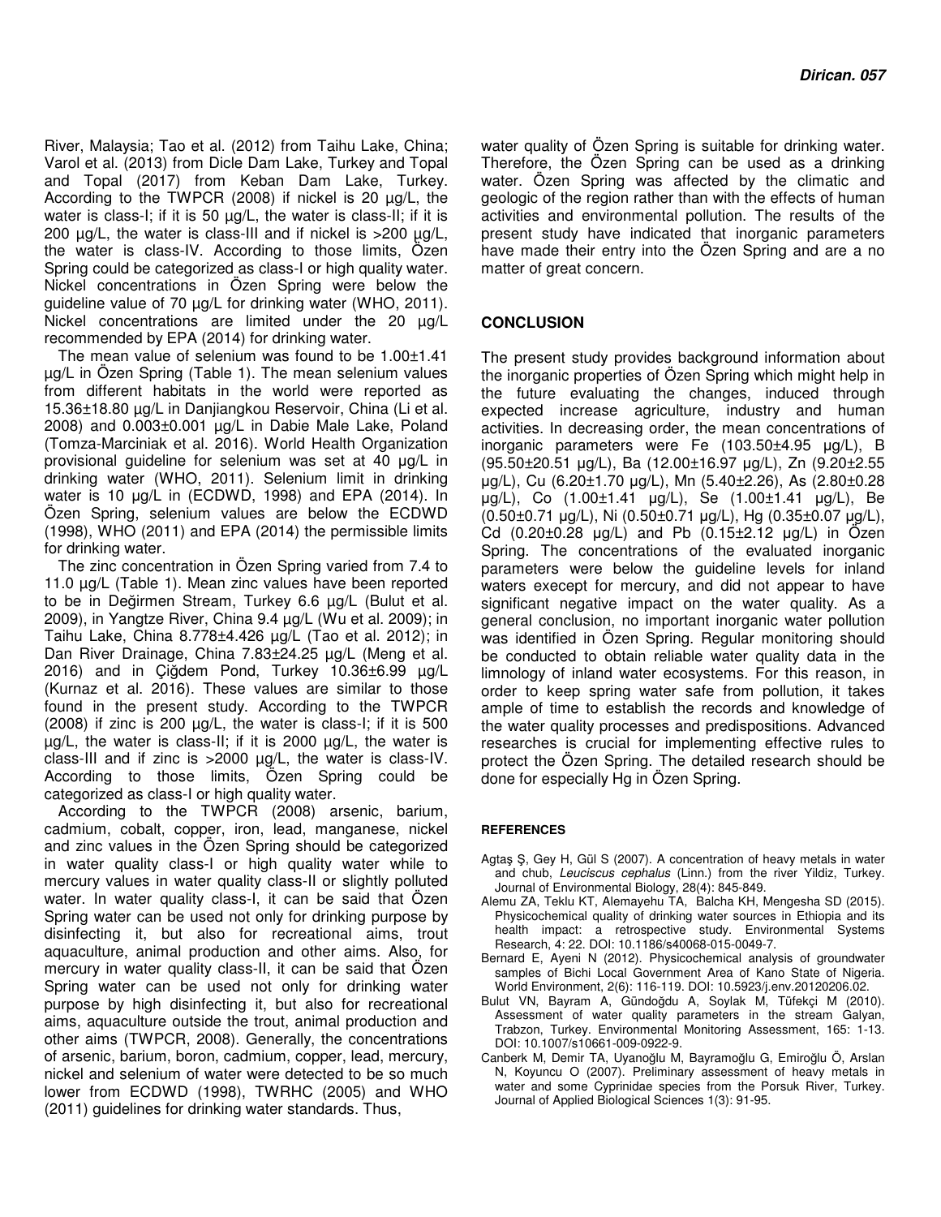River, Malaysia; Tao et al. (2012) from Taihu Lake, China; Varol et al. (2013) from Dicle Dam Lake, Turkey and Topal and Topal (2017) from Keban Dam Lake, Turkey. According to the TWPCR (2008) if nickel is 20 µg/L, the water is class-I; if it is 50 µg/L, the water is class-II; if it is 200 µg/L, the water is class-III and if nickel is >200 µg/L, the water is class-IV. According to those limits, Özen Spring could be categorized as class-I or high quality water. Nickel concentrations in Özen Spring were below the guideline value of 70 µg/L for drinking water (WHO, 2011). Nickel concentrations are limited under the 20 µg/L recommended by EPA (2014) for drinking water.

The mean value of selenium was found to be 1.00±1.41 µg/L in Özen Spring (Table 1). The mean selenium values from different habitats in the world were reported as 15.36±18.80 µg/L in Danjiangkou Reservoir, China (Li et al. 2008) and 0.003±0.001 µg/L in Dabie Male Lake, Poland (Tomza-Marciniak et al. 2016). World Health Organization provisional guideline for selenium was set at 40 µg/L in drinking water (WHO, 2011). Selenium limit in drinking water is 10 µg/L in (ECDWD, 1998) and EPA (2014). In Özen Spring, selenium values are below the ECDWD (1998), WHO (2011) and EPA (2014) the permissible limits for drinking water.

The zinc concentration in Özen Spring varied from 7.4 to 11.0 µg/L (Table 1). Mean zinc values have been reported to be in Değirmen Stream, Turkey 6.6 µg/L (Bulut et al. 2009), in Yangtze River, China 9.4 µg/L (Wu et al. 2009); in Taihu Lake, China 8.778±4.426 µg/L (Tao et al. 2012); in Dan River Drainage, China 7.83±24.25 µg/L (Meng et al. 2016) and in Çiğdem Pond, Turkey 10.36±6.99 µg/L (Kurnaz et al. 2016). These values are similar to those found in the present study. According to the TWPCR (2008) if zinc is 200 µg/L, the water is class-I; if it is 500 µg/L, the water is class-II; if it is 2000 µg/L, the water is class-III and if zinc is >2000 µg/L, the water is class-IV. According to those limits, Özen Spring could be categorized as class-I or high quality water.

According to the TWPCR (2008) arsenic, barium, cadmium, cobalt, copper, iron, lead, manganese, nickel and zinc values in the Özen Spring should be categorized in water quality class-I or high quality water while to mercury values in water quality class-II or slightly polluted water. In water quality class-I, it can be said that Özen Spring water can be used not only for drinking purpose by disinfecting it, but also for recreational aims, trout aquaculture, animal production and other aims. Also, for mercury in water quality class-II, it can be said that Özen Spring water can be used not only for drinking water purpose by high disinfecting it, but also for recreational aims, aquaculture outside the trout, animal production and other aims (TWPCR, 2008). Generally, the concentrations of arsenic, barium, boron, cadmium, copper, lead, mercury, nickel and selenium of water were detected to be so much lower from ECDWD (1998), TWRHC (2005) and WHO (2011) guidelines for drinking water standards. Thus, water quality of Özen Spring is suitable for drinking water. Therefore, the Özen Spring can be used as a drinking water. Özen Spring was affected by the climatic and geologic of the region rather than with the effects of human activities and environmental pollution. The results of the present study have indicated that inorganic parameters have made their entry into the Özen Spring and are a no matter of great concern.

## CONCLUSION

The present study provides background information about the inorganic properties of Özen Spring which might help in the future evaluating the changes, induced through expected increase agriculture, industry and human activities. In decreasing order, the mean concentrations of inorganic parameters were Fe (103.50±4.95 µg/L), B (95.50±20.51 µg/L), Ba (12.00±16.97 µg/L), Zn (9.20±2.55 µg/L), Cu (6.20±1.70 µg/L), Mn (5.40±2.26), As (2.80±0.28 µg/L), Co (1.00±1.41 µg/L), Se (1.00±1.41 µg/L), Be (0.50±0.71 µg/L), Ni (0.50±0.71 µg/L), Hg (0.35±0.07 µg/L), Cd (0.20±0.28 µg/L) and Pb (0.15±2.12 µg/L) in Özen Spring. The concentrations of the evaluated inorganic parameters were below the guideline levels for inland waters execept for mercury, and did not appear to have significant negative impact on the water quality. As a general conclusion, no important inorganic water pollution was identified in Özen Spring. Regular monitoring should be conducted to obtain reliable water quality data in the limnology of inland water ecosystems. For this reason, in order to keep spring water safe from pollution, it takes ample of time to establish the records and knowledge of the water quality processes and predispositions. Advanced researches is crucial for implementing effective rules to protect the Özen Spring. The detailed research should be done for especially Hg in Özen Spring.

## REFERENCES

Agtaş Ş, Gey H, Gül S (2007). A concentration of heavy metals in water and chub, *Leuciscus cephalus* (Linn.) from the river Yildiz, Turkey. Journal of Environmental Biology, 28(4): 845-849.

Alemu ZA, Teklu KT, Alemayehu TA, Balcha KH, Mengesha SD (2015). Physicochemical quality of drinking water sources in Ethiopia and its health impact: a retrospective study. Environmental Systems Research, 4: 22. DOI: 10.1186/s40068-015-0049-7.

Bernard E, Ayeni N (2012). Physicochemical analysis of groundwater samples of Bichi Local Government Area of Kano State of Nigeria. World Environment, 2(6): 116-119. DOI: 10.5923/j.env.20120206.02.

Bulut VN, Bayram A, Gündoğdu A, Soylak M, Tüfekçi M (2010). Assessment of water quality parameters in the stream Galyan, Trabzon, Turkey. Environmental Monitoring Assessment, 165: 1-13. DOI: 10.1007/s10661-009-0922-9.

Canberk M, Demir TA, Uyanoğlu M, Bayramoğlu G, Emiroğlu Ö, Arslan N, Koyuncu O (2007). Preliminary assessment of heavy metals in water and some Cyprinidae species from the Porsuk River, Turkey. Journal of Applied Biological Sciences 1(3): 91-95.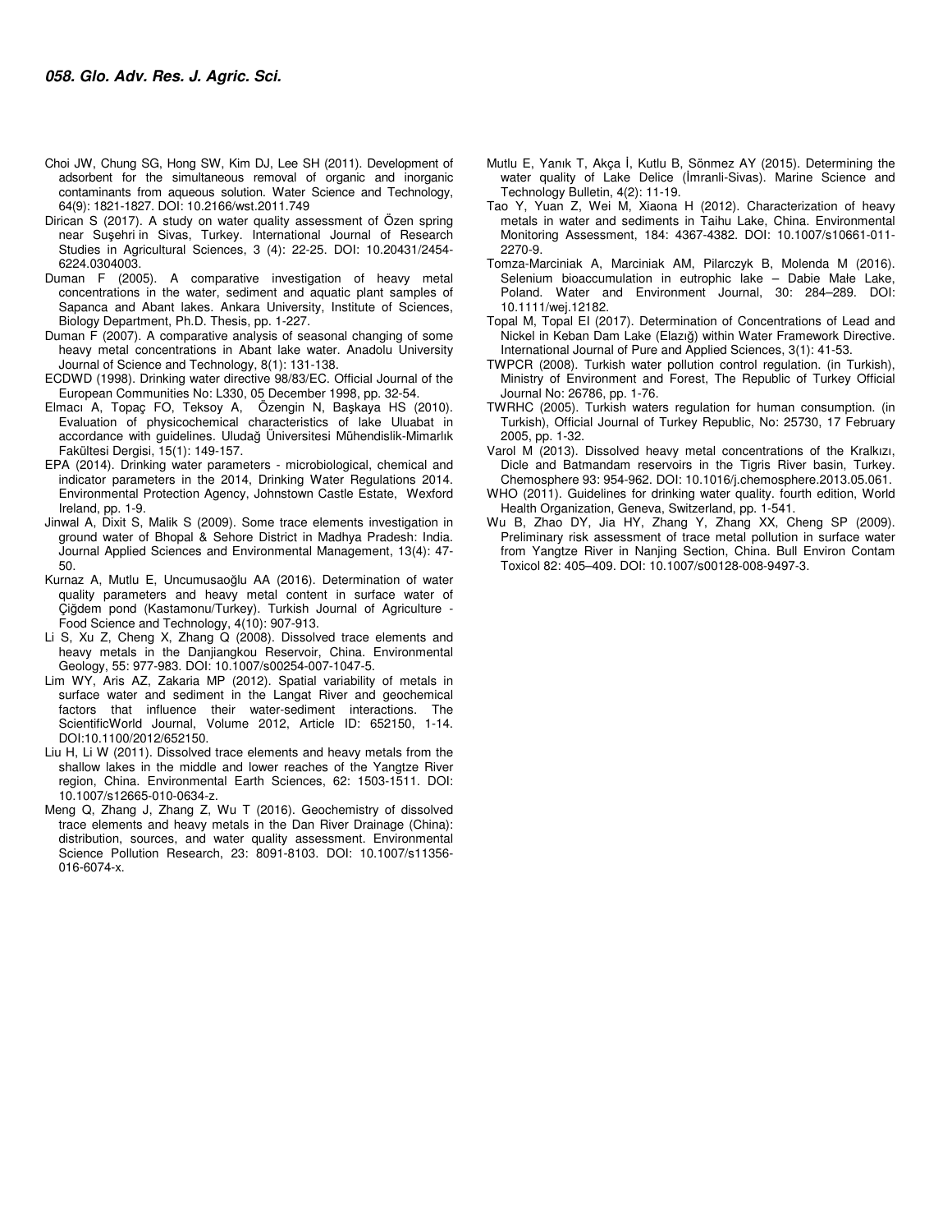Choi JW, Chung SG, Hong SW, Kim DJ, Lee SH (2011). Development of adsorbent for the simultaneous removal of organic and inorganic contaminants from aqueous solution. Water Science and Technology, 64(9): 1821-1827. DOI: 10.2166/wst.2011.749

Dirican S (2017). A study on water quality assessment of Özen spring near Suşehri in Sivas, Turkey. International Journal of Research Studies in Agricultural Sciences, 3 (4): 22-25. DOI: 10.20431/2454-6224.0304003.

Duman F (2005). A comparative investigation of heavy metal concentrations in the water, sediment and aquatic plant samples of Sapanca and Abant lakes. Ankara University, Institute of Sciences, Biology Department, Ph.D. Thesis, pp. 1-227.

Duman F (2007). A comparative analysis of seasonal changing of some heavy metal concentrations in Abant lake water. Anadolu University Journal of Science and Technology, 8(1): 131-138.

ECDWD (1998). Drinking water directive 98/83/EC. Official Journal of the European Communities No: L330, 05 December 1998, pp. 32-54.

Elmacı A, Topaç FO, Teksoy A, Özengin N, Başkaya HS (2010). Evaluation of physicochemical characteristics of lake Uluabat in accordance with guidelines. Uludağ Üniversitesi Mühendislik-Mimarlık Fakültesi Dergisi, 15(1): 149-157.

EPA (2014). Drinking water parameters - microbiological, chemical and indicator parameters in the 2014, Drinking Water Regulations 2014. Environmental Protection Agency, Johnstown Castle Estate, Wexford Ireland, pp. 1-9.

Jinwal A, Dixit S, Malik S (2009). Some trace elements investigation in ground water of Bhopal & Sehore District in Madhya Pradesh: India. Journal Applied Sciences and Environmental Management, 13(4): 47-50.

Kurnaz A, Mutlu E, Uncumusaoğlu AA (2016). Determination of water quality parameters and heavy metal content in surface water of Çiğdem pond (Kastamonu/Turkey). Turkish Journal of Agriculture - Food Science and Technology, 4(10): 907-913.

Li S, Xu Z, Cheng X, Zhang Q (2008). Dissolved trace elements and heavy metals in the Danjiangkou Reservoir, China. Environmental Geology, 55: 977-983. DOI: 10.1007/s00254-007-1047-5.

Lim WY, Aris AZ, Zakaria MP (2012). Spatial variability of metals in surface water and sediment in the Langat River and geochemical factors that influence their water-sediment interactions. The ScientificWorld Journal, Volume 2012, Article ID: 652150, 1-14. DOI:10.1100/2012/652150.

Liu H, Li W (2011). Dissolved trace elements and heavy metals from the shallow lakes in the middle and lower reaches of the Yangtze River region, China. Environmental Earth Sciences, 62: 1503-1511. DOI: 10.1007/s12665-010-0634-z.

Meng Q, Zhang J, Zhang Z, Wu T (2016). Geochemistry of dissolved trace elements and heavy metals in the Dan River Drainage (China): distribution, sources, and water quality assessment. Environmental Science Pollution Research, 23: 8091-8103. DOI: 10.1007/s11356-016-6074-x.

Mutlu E, Yanık T, Akça İ, Kutlu B, Sönmez AY (2015). Determining the water quality of Lake Delice (İmranli-Sivas). Marine Science and Technology Bulletin, 4(2): 11-19.

Tao Y, Yuan Z, Wei M, Xiaona H (2012). Characterization of heavy metals in water and sediments in Taihu Lake, China. Environmental Monitoring Assessment, 184: 4367-4382. DOI: 10.1007/s10661-011-2270-9.

Tomza-Marciniak A, Marciniak AM, Pilarczyk B, Molenda M (2016). Selenium bioaccumulation in eutrophic lake – Dabie Małe Lake, Poland. Water and Environment Journal, 30: 284–289. DOI: 10.1111/wej.12182.

Topal M, Topal EI (2017). Determination of Concentrations of Lead and Nickel in Keban Dam Lake (Elazığ) within Water Framework Directive. International Journal of Pure and Applied Sciences, 3(1): 41-53.

TWPCR (2008). Turkish water pollution control regulation. (in Turkish), Ministry of Environment and Forest, The Republic of Turkey Official Journal No: 26786, pp. 1-76.

TWRHC (2005). Turkish waters regulation for human consumption. (in Turkish), Official Journal of Turkey Republic, No: 25730, 17 February 2005, pp. 1-32.

Varol M (2013). Dissolved heavy metal concentrations of the Kralkızı, Dicle and Batmandam reservoirs in the Tigris River basin, Turkey. Chemosphere 93: 954-962. DOI: 10.1016/j.chemosphere.2013.05.061.

WHO (2011). Guidelines for drinking water quality. fourth edition, World Health Organization, Geneva, Switzerland, pp. 1-541.

Wu B, Zhao DY, Jia HY, Zhang Y, Zhang XX, Cheng SP (2009). Preliminary risk assessment of trace metal pollution in surface water from Yangtze River in Nanjing Section, China. Bull Environ Contam Toxicol 82: 405–409. DOI: 10.1007/s00128-008-9497-3.